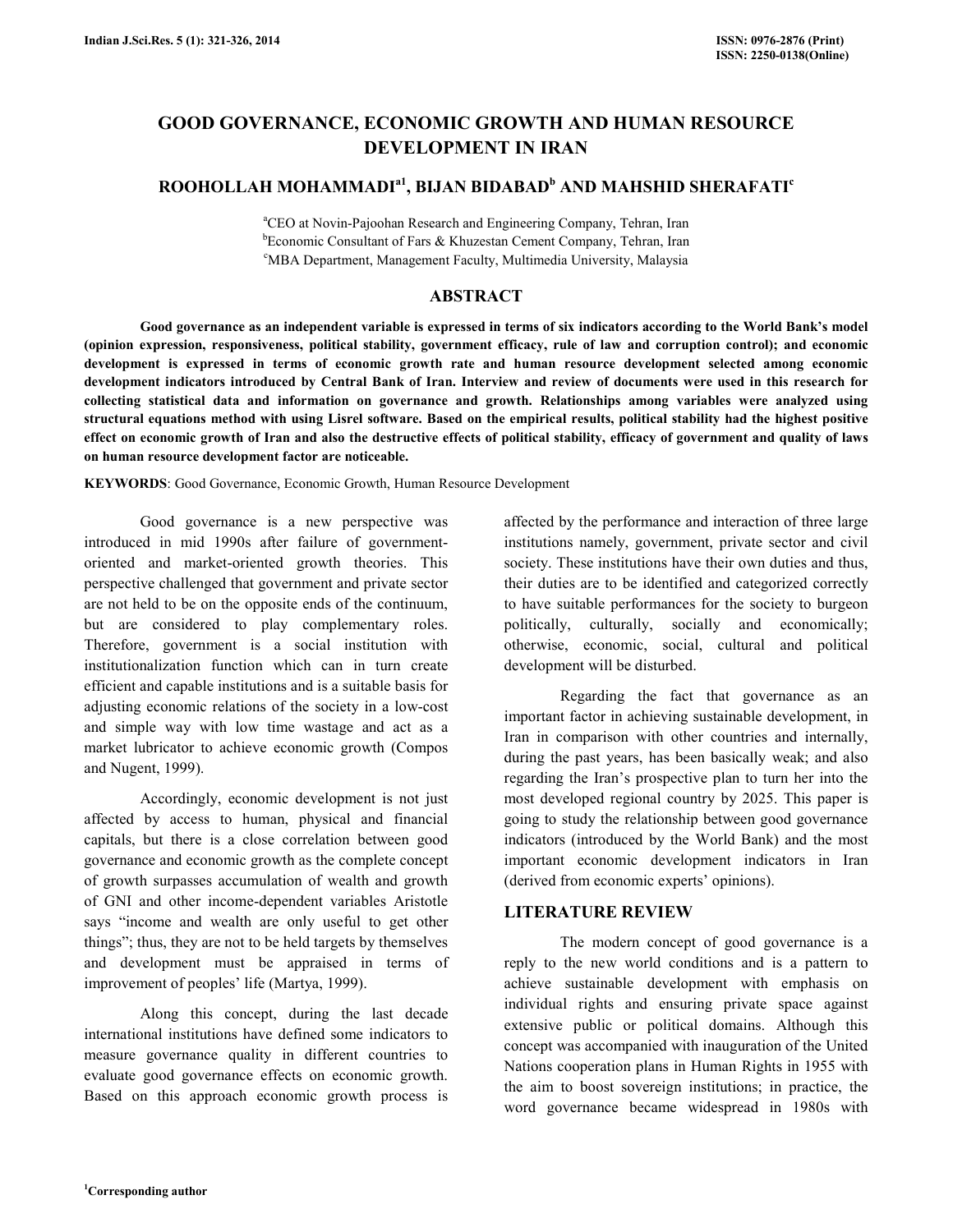# GOOD GOVERNANCE, ECONOMIC GROWTH AND HUMAN RESOURCE DEVELOPMENT IN IRAN

## ROOHOLLAH MOHAMMADI[a1], BIJAN BIDABAD[b] AND MAHSHID SHERAFATI[c]

[a]CEO at Novin-Pajoohan Research and Engineering Company, Tehran, Iran
[b]Economic Consultant of Fars & Khuzestan Cement Company, Tehran, Iran
[c]MBA Department, Management Faculty, Multimedia University, Malaysia

## ABSTRACT

**Good governance as an independent variable is expressed in terms of six indicators according to the World Bank's model (opinion expression, responsiveness, political stability, government efficacy, rule of law and corruption control); and economic development is expressed in terms of economic growth rate and human resource development selected among economic development indicators introduced by Central Bank of Iran. Interview and review of documents were used in this research for collecting statistical data and information on governance and growth. Relationships among variables were analyzed using structural equations method with using Lisrel software. Based on the empirical results, political stability had the highest positive effect on economic growth of Iran and also the destructive effects of political stability, efficacy of government and quality of laws on human resource development factor are noticeable.**

**KEYWORDS**: Good Governance, Economic Growth, Human Resource Development

Good governance is a new perspective was introduced in mid 1990s after failure of government-oriented and market-oriented growth theories. This perspective challenged that government and private sector are not held to be on the opposite ends of the continuum, but are considered to play complementary roles. Therefore, government is a social institution with institutionalization function which can in turn create efficient and capable institutions and is a suitable basis for adjusting economic relations of the society in a low-cost and simple way with low time wastage and act as a market lubricator to achieve economic growth (Compos and Nugent, 1999).

Accordingly, economic development is not just affected by access to human, physical and financial capitals, but there is a close correlation between good governance and economic growth as the complete concept of growth surpasses accumulation of wealth and growth of GNI and other income-dependent variables Aristotle says "income and wealth are only useful to get other things"; thus, they are not to be held targets by themselves and development must be appraised in terms of improvement of peoples' life (Martya, 1999).

Along this concept, during the last decade international institutions have defined some indicators to measure governance quality in different countries to evaluate good governance effects on economic growth. Based on this approach economic growth process is affected by the performance and interaction of three large institutions namely, government, private sector and civil society. These institutions have their own duties and thus, their duties are to be identified and categorized correctly to have suitable performances for the society to burgeon politically, culturally, socially and economically; otherwise, economic, social, cultural and political development will be disturbed.

Regarding the fact that governance as an important factor in achieving sustainable development, in Iran in comparison with other countries and internally, during the past years, has been basically weak; and also regarding the Iran's prospective plan to turn her into the most developed regional country by 2025. This paper is going to study the relationship between good governance indicators (introduced by the World Bank) and the most important economic development indicators in Iran (derived from economic experts' opinions).

## LITERATURE REVIEW

The modern concept of good governance is a reply to the new world conditions and is a pattern to achieve sustainable development with emphasis on individual rights and ensuring private space against extensive public or political domains. Although this concept was accompanied with inauguration of the United Nations cooperation plans in Human Rights in 1955 with the aim to boost sovereign institutions; in practice, the word governance became widespread in 1980s with

[1]Corresponding author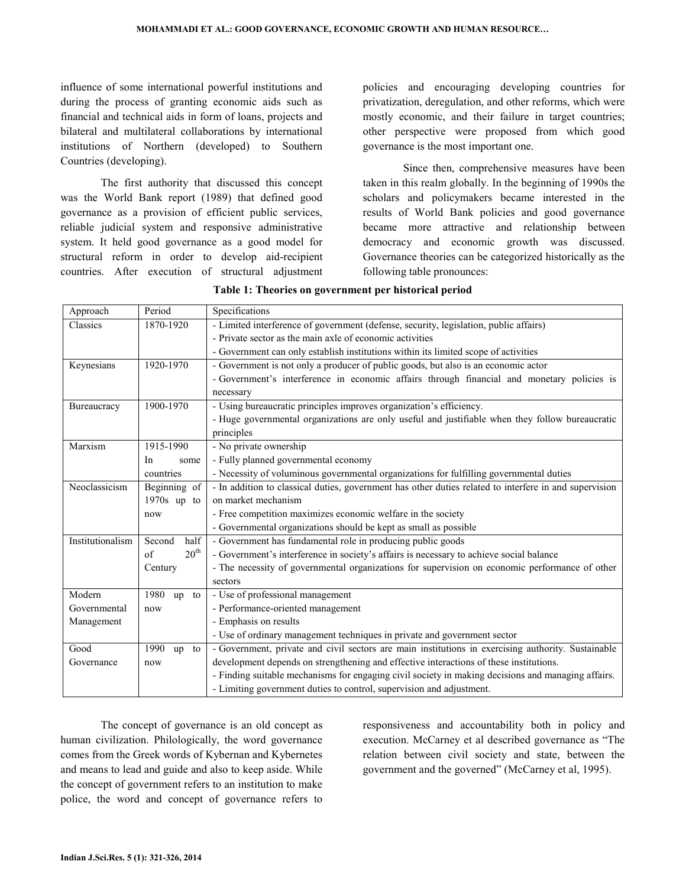influence of some international powerful institutions and during the process of granting economic aids such as financial and technical aids in form of loans, projects and bilateral and multilateral collaborations by international institutions of Northern (developed) to Southern Countries (developing).

The first authority that discussed this concept was the World Bank report (1989) that defined good governance as a provision of efficient public services, reliable judicial system and responsive administrative system. It held good governance as a good model for structural reform in order to develop aid-recipient countries. After execution of structural adjustment policies and encouraging developing countries for privatization, deregulation, and other reforms, which were mostly economic, and their failure in target countries; other perspective were proposed from which good governance is the most important one.

Since then, comprehensive measures have been taken in this realm globally. In the beginning of 1990s the scholars and policymakers became interested in the results of World Bank policies and good governance became more attractive and relationship between democracy and economic growth was discussed. Governance theories can be categorized historically as the following table pronounces:

**Table 1: Theories on government per historical period**

| Approach | Period | Specifications |
|---|---|---|
| Classics | 1870-1920 | - Limited interference of government (defense, security, legislation, public affairs)<br>- Private sector as the main axle of economic activities<br>- Government can only establish institutions within its limited scope of activities |
| Keynesians | 1920-1970 | - Government is not only a producer of public goods, but also is an economic actor<br>- Government's interference in economic affairs through financial and monetary policies is necessary |
| Bureaucracy | 1900-1970 | - Using bureaucratic principles improves organization's efficiency.<br>- Huge governmental organizations are only useful and justifiable when they follow bureaucratic principles |
| Marxism | 1915-1990 In some countries | - No private ownership<br>- Fully planned governmental economy<br>- Necessity of voluminous governmental organizations for fulfilling governmental duties |
| Neoclassicism | Beginning of 1970s up to now | - In addition to classical duties, government has other duties related to interfere in and supervision on market mechanism<br>- Free competition maximizes economic welfare in the society<br>- Governmental organizations should be kept as small as possible |
| Institutionalism | Second half of 20th Century | - Government has fundamental role in producing public goods<br>- Government's interference in society's affairs is necessary to achieve social balance<br>- The necessity of governmental organizations for supervision on economic performance of other sectors |
| Modern Governmental Management | 1980 up to now | - Use of professional management<br>- Performance-oriented management<br>- Emphasis on results<br>- Use of ordinary management techniques in private and government sector |
| Good Governance | 1990 up to now | - Government, private and civil sectors are main institutions in exercising authority. Sustainable development depends on strengthening and effective interactions of these institutions.<br>- Finding suitable mechanisms for engaging civil society in making decisions and managing affairs.<br>- Limiting government duties to control, supervision and adjustment. |

The concept of governance is an old concept as human civilization. Philologically, the word governance comes from the Greek words of Kybernan and Kybernetes and means to lead and guide and also to keep aside. While the concept of government refers to an institution to make police, the word and concept of governance refers to responsiveness and accountability both in policy and execution. McCarney et al described governance as "The relation between civil society and state, between the government and the governed" (McCarney et al, 1995).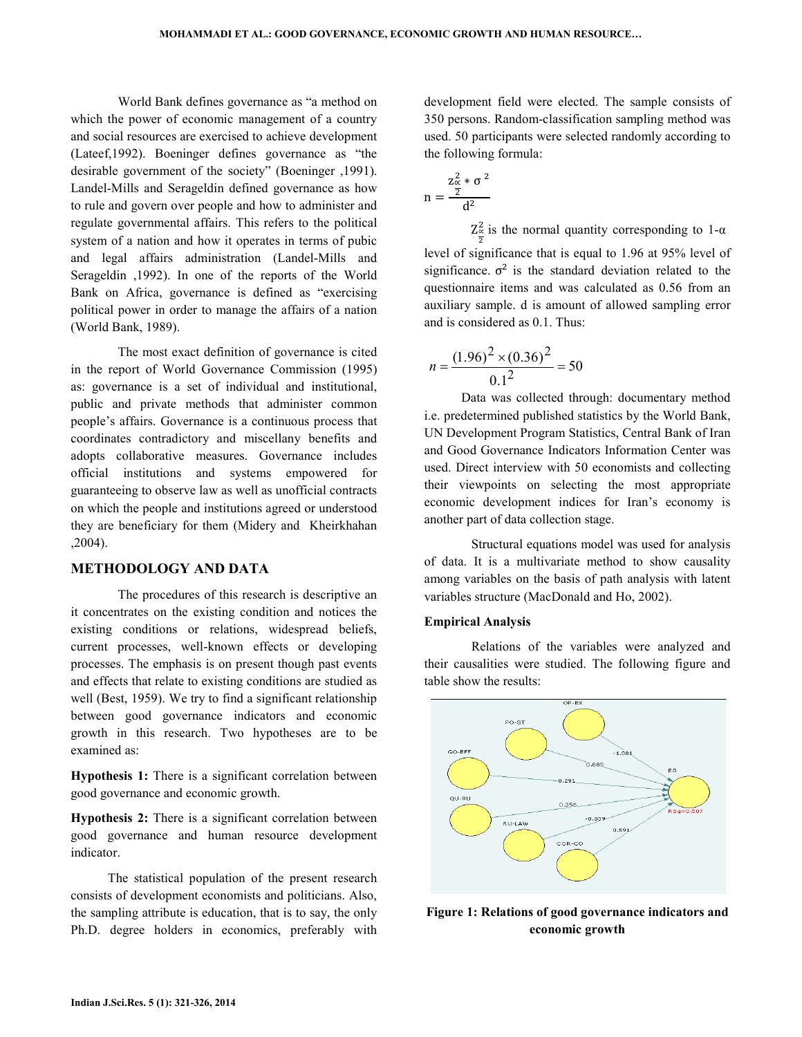World Bank defines governance as "a method on which the power of economic management of a country and social resources are exercised to achieve development (Lateef,1992). Boeninger defines governance as "the desirable government of the society" (Boeninger ,1991). Landel-Mills and Serageldin defined governance as how to rule and govern over people and how to administer and regulate governmental affairs. This refers to the political system of a nation and how it operates in terms of pubic and legal affairs administration (Landel-Mills and Serageldin ,1992). In one of the reports of the World Bank on Africa, governance is defined as "exercising political power in order to manage the affairs of a nation (World Bank, 1989).

The most exact definition of governance is cited in the report of World Governance Commission (1995) as: governance is a set of individual and institutional, public and private methods that administer common people's affairs. Governance is a continuous process that coordinates contradictory and miscellany benefits and adopts collaborative measures. Governance includes official institutions and systems empowered for guaranteeing to observe law as well as unofficial contracts on which the people and institutions agreed or understood they are beneficiary for them (Midery and Kheirkhahan ,2004).

## METHODOLOGY AND DATA

The procedures of this research is descriptive an it concentrates on the existing condition and notices the existing conditions or relations, widespread beliefs, current processes, well-known effects or developing processes. The emphasis is on present though past events and effects that relate to existing conditions are studied as well (Best, 1959). We try to find a significant relationship between good governance indicators and economic growth in this research. Two hypotheses are to be examined as:

**Hypothesis 1:** There is a significant correlation between good governance and economic growth.

**Hypothesis 2:** There is a significant correlation between good governance and human resource development indicator.

The statistical population of the present research consists of development economists and politicians. Also, the sampling attribute is education, that is to say, the only Ph.D. degree holders in economics, preferably with development field were elected. The sample consists of 350 persons. Random-classification sampling method was used. 50 participants were selected randomly according to the following formula:

$$n = \frac{z_{\frac{\alpha}{2}}^{2} * \sigma^{2}}{d^{2}}$$

$Z_{\frac{\alpha}{2}}^{2}$ is the normal quantity corresponding to 1-α level of significance that is equal to 1.96 at 95% level of significance. $\sigma^2$ is the standard deviation related to the questionnaire items and was calculated as 0.56 from an auxiliary sample. d is amount of allowed sampling error and is considered as 0.1. Thus:

$$n = \frac{(1.96)^2 \times (0.36)^2}{0.1^2} = 50$$

Data was collected through: documentary method i.e. predetermined published statistics by the World Bank, UN Development Program Statistics, Central Bank of Iran and Good Governance Indicators Information Center was used. Direct interview with 50 economists and collecting their viewpoints on selecting the most appropriate economic development indices for Iran's economy is another part of data collection stage.

Structural equations model was used for analysis of data. It is a multivariate method to show causality among variables on the basis of path analysis with latent variables structure (MacDonald and Ho, 2002).

**Empirical Analysis**

Relations of the variables were analyzed and their causalities were studied. The following figure and table show the results:

**Figure 1: Relations of good governance indicators and economic growth**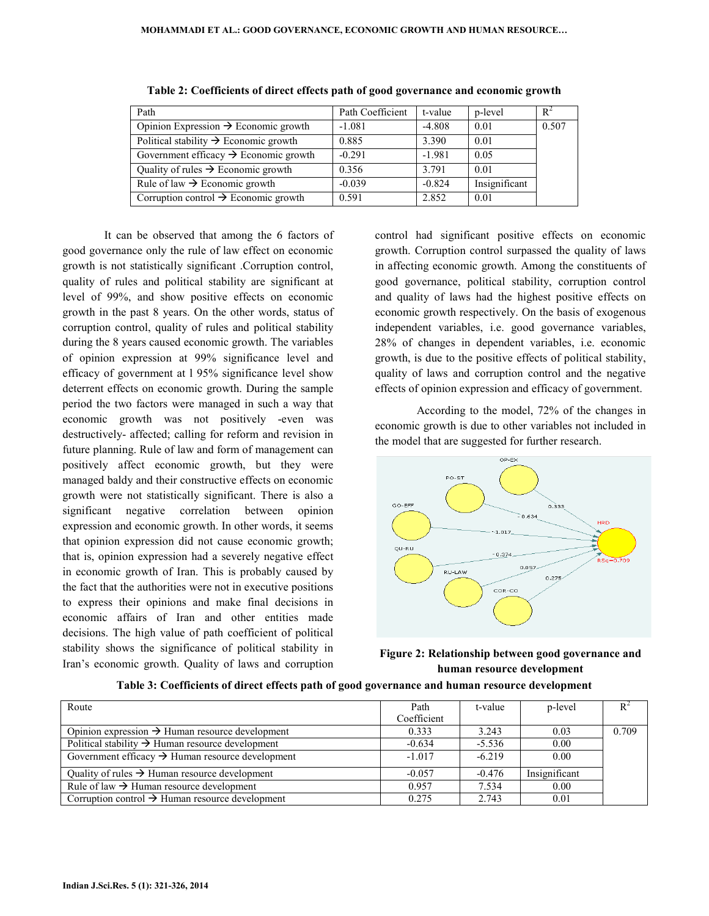**Table 2: Coefficients of direct effects path of good governance and economic growth**

| Path | Path Coefficient | t-value | p-level | $R^2$ |
|---|---|---|---|---|
| Opinion Expression → Economic growth | -1.081 | -4.808 | 0.01 | 0.507 |
| Political stability → Economic growth | 0.885 | 3.390 | 0.01 | |
| Government efficacy → Economic growth | -0.291 | -1.981 | 0.05 | |
| Quality of rules → Economic growth | 0.356 | 3.791 | 0.01 | |
| Rule of law → Economic growth | -0.039 | -0.824 | Insignificant | |
| Corruption control → Economic growth | 0.591 | 2.852 | 0.01 | |

It can be observed that among the 6 factors of good governance only the rule of law effect on economic growth is not statistically significant .Corruption control, quality of rules and political stability are significant at level of 99%, and show positive effects on economic growth in the past 8 years. On the other words, status of corruption control, quality of rules and political stability during the 8 years caused economic growth. The variables of opinion expression at 99% significance level and efficacy of government at l 95% significance level show deterrent effects on economic growth. During the sample period the two factors were managed in such a way that economic growth was not positively -even was destructively- affected; calling for reform and revision in future planning. Rule of law and form of management can positively affect economic growth, but they were managed baldy and their constructive effects on economic growth were not statistically significant. There is also a significant negative correlation between opinion expression and economic growth. In other words, it seems that opinion expression did not cause economic growth; that is, opinion expression had a severely negative effect in economic growth of Iran. This is probably caused by the fact that the authorities were not in executive positions to express their opinions and make final decisions in economic affairs of Iran and other entities made decisions. The high value of path coefficient of political stability shows the significance of political stability in Iran's economic growth. Quality of laws and corruption control had significant positive effects on economic growth. Corruption control surpassed the quality of laws in affecting economic growth. Among the constituents of good governance, political stability, corruption control and quality of laws had the highest positive effects on economic growth respectively. On the basis of exogenous independent variables, i.e. good governance variables, 28% of changes in dependent variables, i.e. economic growth, is due to the positive effects of political stability, quality of laws and corruption control and the negative effects of opinion expression and efficacy of government.

According to the model, 72% of the changes in economic growth is due to other variables not included in the model that are suggested for further research.

**Figure 2: Relationship between good governance and human resource development**

**Table 3: Coefficients of direct effects path of good governance and human resource development**

| Route | Path Coefficient | t-value | p-level | $R^2$ |
|---|---|---|---|---|
| Opinion expression → Human resource development | 0.333 | 3.243 | 0.03 | 0.709 |
| Political stability → Human resource development | -0.634 | -5.536 | 0.00 | |
| Government efficacy → Human resource development | -1.017 | -6.219 | 0.00 | |
| Quality of rules → Human resource development | -0.057 | -0.476 | Insignificant | |
| Rule of law → Human resource development | 0.957 | 7.534 | 0.00 | |
| Corruption control → Human resource development | 0.275 | 2.743 | 0.01 | |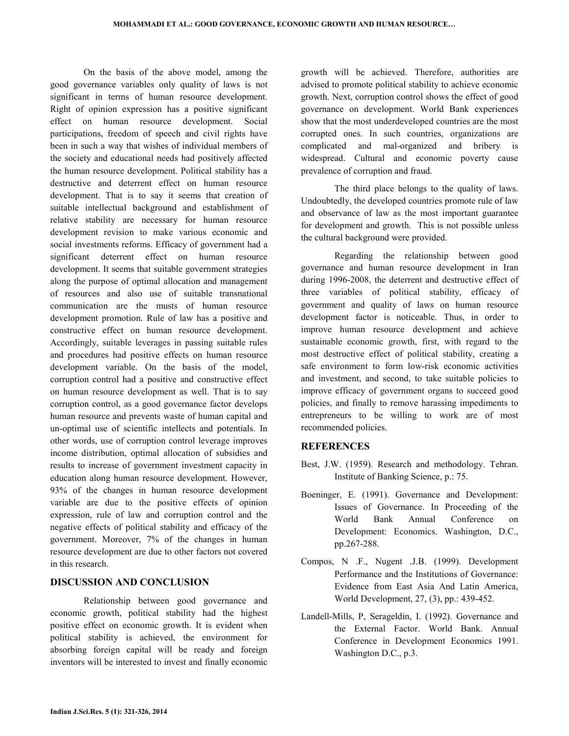On the basis of the above model, among the good governance variables only quality of laws is not significant in terms of human resource development. Right of opinion expression has a positive significant effect on human resource development. Social participations, freedom of speech and civil rights have been in such a way that wishes of individual members of the society and educational needs had positively affected the human resource development. Political stability has a destructive and deterrent effect on human resource development. That is to say it seems that creation of suitable intellectual background and establishment of relative stability are necessary for human resource development revision to make various economic and social investments reforms. Efficacy of government had a significant deterrent effect on human resource development. It seems that suitable government strategies along the purpose of optimal allocation and management of resources and also use of suitable transnational communication are the musts of human resource development promotion. Rule of law has a positive and constructive effect on human resource development. Accordingly, suitable leverages in passing suitable rules and procedures had positive effects on human resource development variable. On the basis of the model, corruption control had a positive and constructive effect on human resource development as well. That is to say corruption control, as a good governance factor develops human resource and prevents waste of human capital and un-optimal use of scientific intellects and potentials. In other words, use of corruption control leverage improves income distribution, optimal allocation of subsidies and results to increase of government investment capacity in education along human resource development. However, 93% of the changes in human resource development variable are due to the positive effects of opinion expression, rule of law and corruption control and the negative effects of political stability and efficacy of the government. Moreover, 7% of the changes in human resource development are due to other factors not covered in this research.

## DISCUSSION AND CONCLUSION

Relationship between good governance and economic growth, political stability had the highest positive effect on economic growth. It is evident when political stability is achieved, the environment for absorbing foreign capital will be ready and foreign inventors will be interested to invest and finally economic growth will be achieved. Therefore, authorities are advised to promote political stability to achieve economic growth. Next, corruption control shows the effect of good governance on development. World Bank experiences show that the most underdeveloped countries are the most corrupted ones. In such countries, organizations are complicated and mal-organized and bribery is widespread. Cultural and economic poverty cause prevalence of corruption and fraud.

The third place belongs to the quality of laws. Undoubtedly, the developed countries promote rule of law and observance of law as the most important guarantee for development and growth. This is not possible unless the cultural background were provided.

Regarding the relationship between good governance and human resource development in Iran during 1996-2008, the deterrent and destructive effect of three variables of political stability, efficacy of government and quality of laws on human resource development factor is noticeable. Thus, in order to improve human resource development and achieve sustainable economic growth, first, with regard to the most destructive effect of political stability, creating a safe environment to form low-risk economic activities and investment, and second, to take suitable policies to improve efficacy of government organs to succeed good policies, and finally to remove harassing impediments to entrepreneurs to be willing to work are of most recommended policies.

## REFERENCES

Best, J.W. (1959). Research and methodology. Tehran. Institute of Banking Science, p.: 75.

Boeninger, E. (1991). Governance and Development: Issues of Governance. In Proceeding of the World Bank Annual Conference on Development: Economics. Washington, D.C., pp.267-288.

Compos, N .F., Nugent .J.B. (1999). Development Performance and the Institutions of Governance: Evidence from East Asia And Latin America, World Development, 27, (3), pp.: 439-452.

Landell-Mills, P, Serageldin, I. (1992). Governance and the External Factor. World Bank. Annual Conference in Development Economics 1991. Washington D.C., p.3.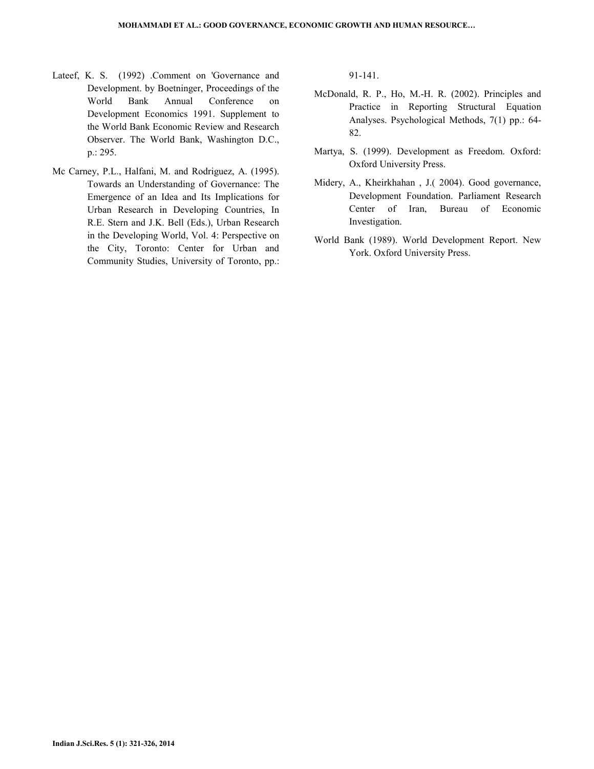Lateef, K. S. (1992) .Comment on 'Governance and Development. by Boetninger, Proceedings of the World Bank Annual Conference on Development Economics 1991. Supplement to the World Bank Economic Review and Research Observer. The World Bank, Washington D.C., p.: 295.

Mc Carney, P.L., Halfani, M. and Rodriguez, A. (1995). Towards an Understanding of Governance: The Emergence of an Idea and Its Implications for Urban Research in Developing Countries, In R.E. Stern and J.K. Bell (Eds.), Urban Research in the Developing World, Vol. 4: Perspective on the City, Toronto: Center for Urban and Community Studies, University of Toronto, pp.: 91-141.

McDonald, R. P., Ho, M.-H. R. (2002). Principles and Practice in Reporting Structural Equation Analyses. Psychological Methods, 7(1) pp.: 64-82.

Martya, S. (1999). Development as Freedom. Oxford: Oxford University Press.

Midery, A., Kheirkhahan , J.( 2004). Good governance, Development Foundation. Parliament Research Center of Iran, Bureau of Economic Investigation.

World Bank (1989). World Development Report. New York. Oxford University Press.